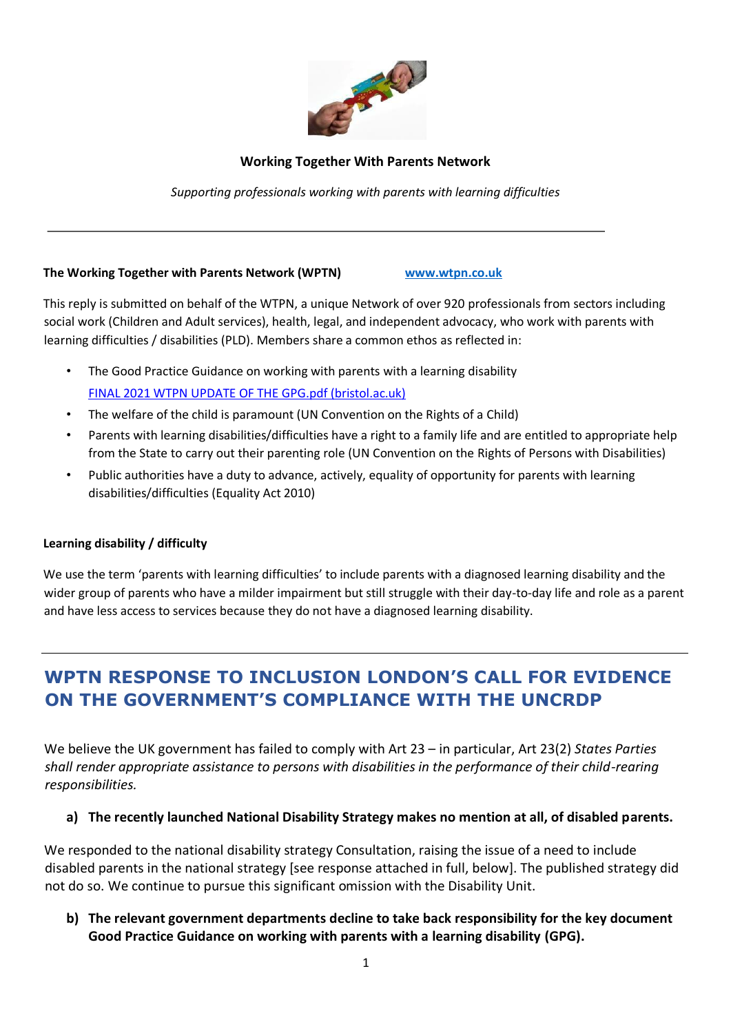**Working Together With Parents Network**

*Supporting professionals working with parents with learning difficulties*

---

**The Working Together with Parents Network (WPTN)** [www.wtpn.co.uk](http://www.wtpn.co.uk)

This reply is submitted on behalf of the WTPN, a unique Network of over 920 professionals from sectors including social work (Children and Adult services), health, legal, and independent advocacy, who work with parents with learning difficulties / disabilities (PLD). Members share a common ethos as reflected in:

- The Good Practice Guidance on working with parents with a learning disability [FINAL 2021 WTPN UPDATE OF THE GPG.pdf (bristol.ac.uk)]
- The welfare of the child is paramount (UN Convention on the Rights of a Child)
- Parents with learning disabilities/difficulties have a right to a family life and are entitled to appropriate help from the State to carry out their parenting role (UN Convention on the Rights of Persons with Disabilities)
- Public authorities have a duty to advance, actively, equality of opportunity for parents with learning disabilities/difficulties (Equality Act 2010)

**Learning disability / difficulty**

We use the term 'parents with learning difficulties' to include parents with a diagnosed learning disability and the wider group of parents who have a milder impairment but still struggle with their day-to-day life and role as a parent and have less access to services because they do not have a diagnosed learning disability.

---

## WPTN RESPONSE TO INCLUSION LONDON'S CALL FOR EVIDENCE ON THE GOVERNMENT'S COMPLIANCE WITH THE UNCRDP

We believe the UK government has failed to comply with Art 23 – in particular, Art 23(2) *States Parties shall render appropriate assistance to persons with disabilities in the performance of their child-rearing responsibilities.*

**a) The recently launched National Disability Strategy makes no mention at all, of disabled parents.**

We responded to the national disability strategy Consultation, raising the issue of a need to include disabled parents in the national strategy [see response attached in full, below]. The published strategy did not do so. We continue to pursue this significant omission with the Disability Unit.

**b) The relevant government departments decline to take back responsibility for the key document Good Practice Guidance on working with parents with a learning disability (GPG).**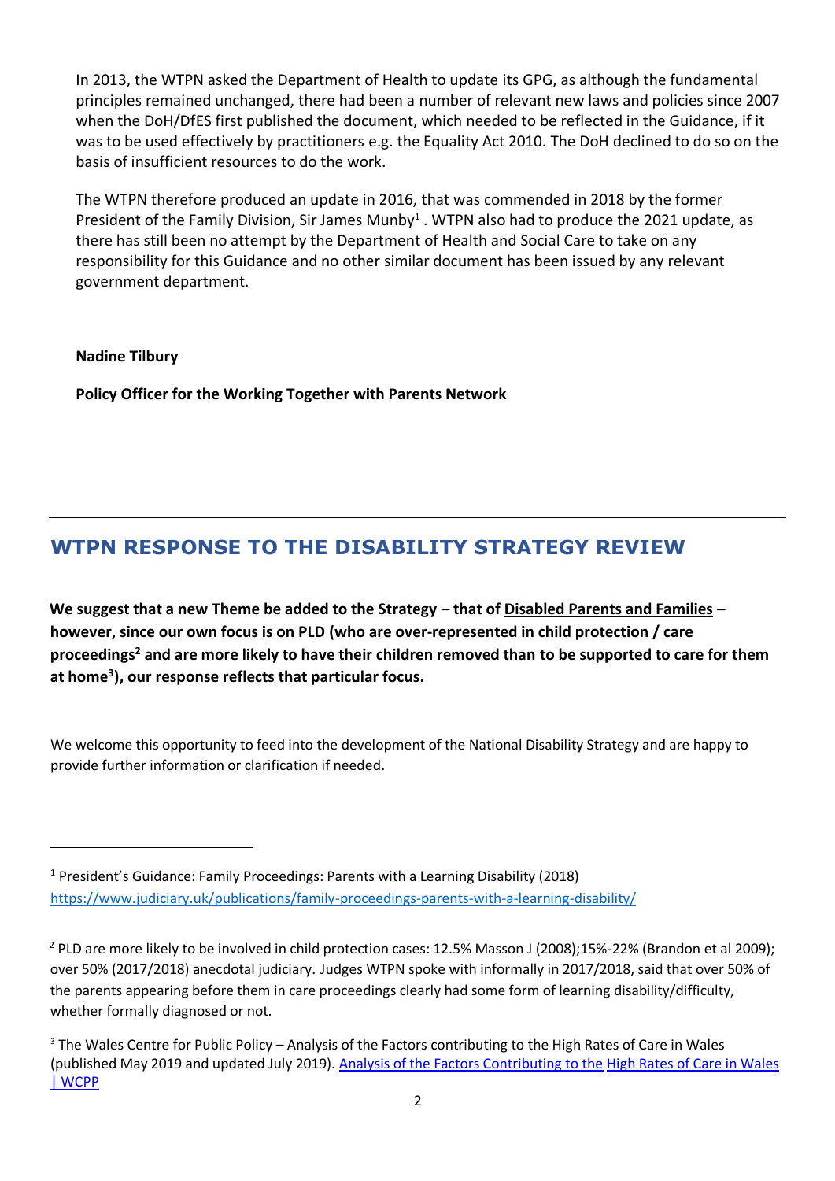In 2013, the WTPN asked the Department of Health to update its GPG, as although the fundamental principles remained unchanged, there had been a number of relevant new laws and policies since 2007 when the DoH/DfES first published the document, which needed to be reflected in the Guidance, if it was to be used effectively by practitioners e.g. the Equality Act 2010. The DoH declined to do so on the basis of insufficient resources to do the work.

The WTPN therefore produced an update in 2016, that was commended in 2018 by the former President of the Family Division, Sir James Munby[1] . WTPN also had to produce the 2021 update, as there has still been no attempt by the Department of Health and Social Care to take on any responsibility for this Guidance and no other similar document has been issued by any relevant government department.

**Nadine Tilbury**

**Policy Officer for the Working Together with Parents Network**

---

## WTPN RESPONSE TO THE DISABILITY STRATEGY REVIEW

**We suggest that a new Theme be added to the Strategy – that of <u>Disabled Parents and Families</u> – however, since our own focus is on PLD (who are over-represented in child protection / care proceedings[2] and are more likely to have their children removed than to be supported to care for them at home[3]), our response reflects that particular focus.**

We welcome this opportunity to feed into the development of the National Disability Strategy and are happy to provide further information or clarification if needed.

---

[1] President's Guidance: Family Proceedings: Parents with a Learning Disability (2018) https://www.judiciary.uk/publications/family-proceedings-parents-with-a-learning-disability/

[2] PLD are more likely to be involved in child protection cases: 12.5% Masson J (2008);15%-22% (Brandon et al 2009); over 50% (2017/2018) anecdotal judiciary. Judges WTPN spoke with informally in 2017/2018, said that over 50% of the parents appearing before them in care proceedings clearly had some form of learning disability/difficulty, whether formally diagnosed or not.

[3] The Wales Centre for Public Policy – Analysis of the Factors contributing to the High Rates of Care in Wales (published May 2019 and updated July 2019). Analysis of the Factors Contributing to the High Rates of Care in Wales | WCPP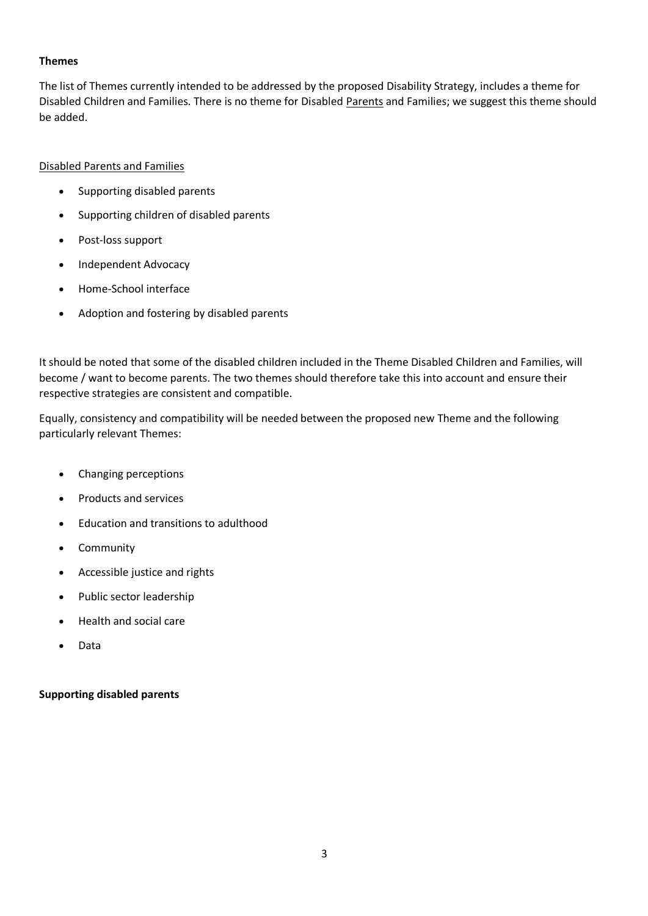**Themes**

The list of Themes currently intended to be addressed by the proposed Disability Strategy, includes a theme for Disabled Children and Families. There is no theme for Disabled <u>Parents</u> and Families; we suggest this theme should be added.

<u>Disabled Parents and Families</u>

- Supporting disabled parents
- Supporting children of disabled parents
- Post-loss support
- Independent Advocacy
- Home-School interface
- Adoption and fostering by disabled parents

It should be noted that some of the disabled children included in the Theme Disabled Children and Families, will become / want to become parents. The two themes should therefore take this into account and ensure their respective strategies are consistent and compatible.

Equally, consistency and compatibility will be needed between the proposed new Theme and the following particularly relevant Themes:

- Changing perceptions
- Products and services
- Education and transitions to adulthood
- Community
- Accessible justice and rights
- Public sector leadership
- Health and social care
- Data

**Supporting disabled parents**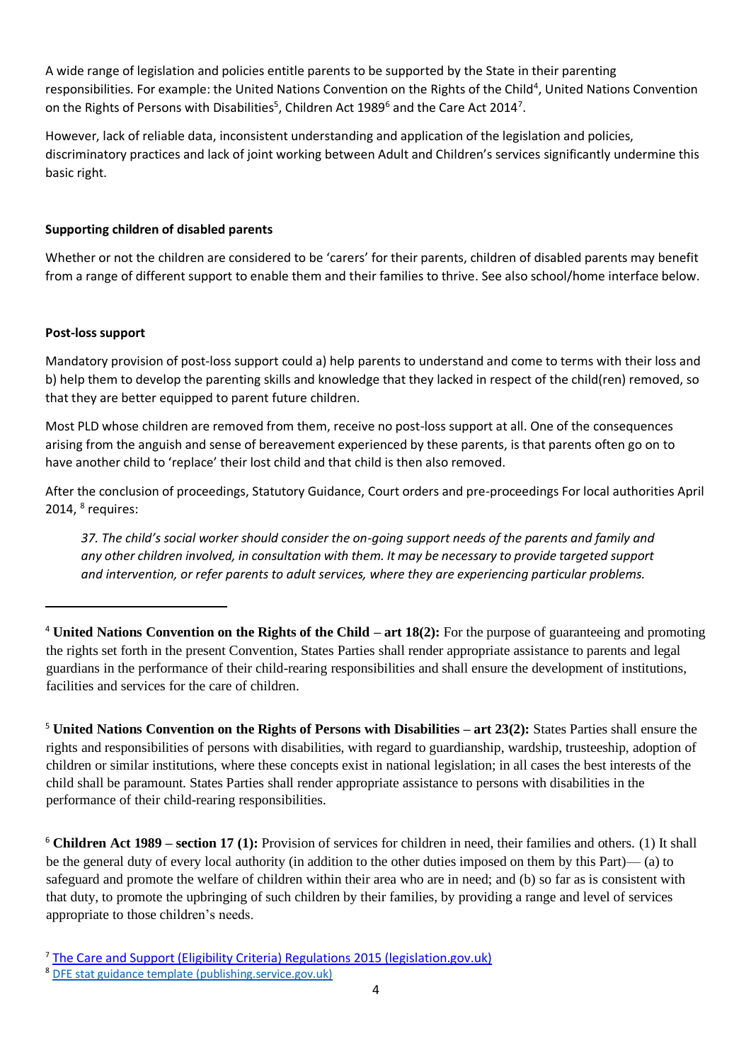A wide range of legislation and policies entitle parents to be supported by the State in their parenting responsibilities. For example: the United Nations Convention on the Rights of the Child[4], United Nations Convention on the Rights of Persons with Disabilities[5], Children Act 1989[6] and the Care Act 2014[7].

However, lack of reliable data, inconsistent understanding and application of the legislation and policies, discriminatory practices and lack of joint working between Adult and Children's services significantly undermine this basic right.

**Supporting children of disabled parents**

Whether or not the children are considered to be 'carers' for their parents, children of disabled parents may benefit from a range of different support to enable them and their families to thrive. See also school/home interface below.

**Post-loss support**

Mandatory provision of post-loss support could a) help parents to understand and come to terms with their loss and b) help them to develop the parenting skills and knowledge that they lacked in respect of the child(ren) removed, so that they are better equipped to parent future children.

Most PLD whose children are removed from them, receive no post-loss support at all. One of the consequences arising from the anguish and sense of bereavement experienced by these parents, is that parents often go on to have another child to 'replace' their lost child and that child is then also removed.

After the conclusion of proceedings, Statutory Guidance, Court orders and pre-proceedings For local authorities April 2014, [8] requires:

> *37. The child's social worker should consider the on-going support needs of the parents and family and any other children involved, in consultation with them. It may be necessary to provide targeted support and intervention, or refer parents to adult services, where they are experiencing particular problems.*

---

[4] **United Nations Convention on the Rights of the Child – art 18(2):** For the purpose of guaranteeing and promoting the rights set forth in the present Convention, States Parties shall render appropriate assistance to parents and legal guardians in the performance of their child-rearing responsibilities and shall ensure the development of institutions, facilities and services for the care of children.

[5] **United Nations Convention on the Rights of Persons with Disabilities – art 23(2):** States Parties shall ensure the rights and responsibilities of persons with disabilities, with regard to guardianship, wardship, trusteeship, adoption of children or similar institutions, where these concepts exist in national legislation; in all cases the best interests of the child shall be paramount. States Parties shall render appropriate assistance to persons with disabilities in the performance of their child-rearing responsibilities.

[6] **Children Act 1989 – section 17 (1):** Provision of services for children in need, their families and others. (1) It shall be the general duty of every local authority (in addition to the other duties imposed on them by this Part)— (a) to safeguard and promote the welfare of children within their area who are in need; and (b) so far as is consistent with that duty, to promote the upbringing of such children by their families, by providing a range and level of services appropriate to those children's needs.

[7] The Care and Support (Eligibility Criteria) Regulations 2015 (legislation.gov.uk)

[8] DFE stat guidance template (publishing.service.gov.uk)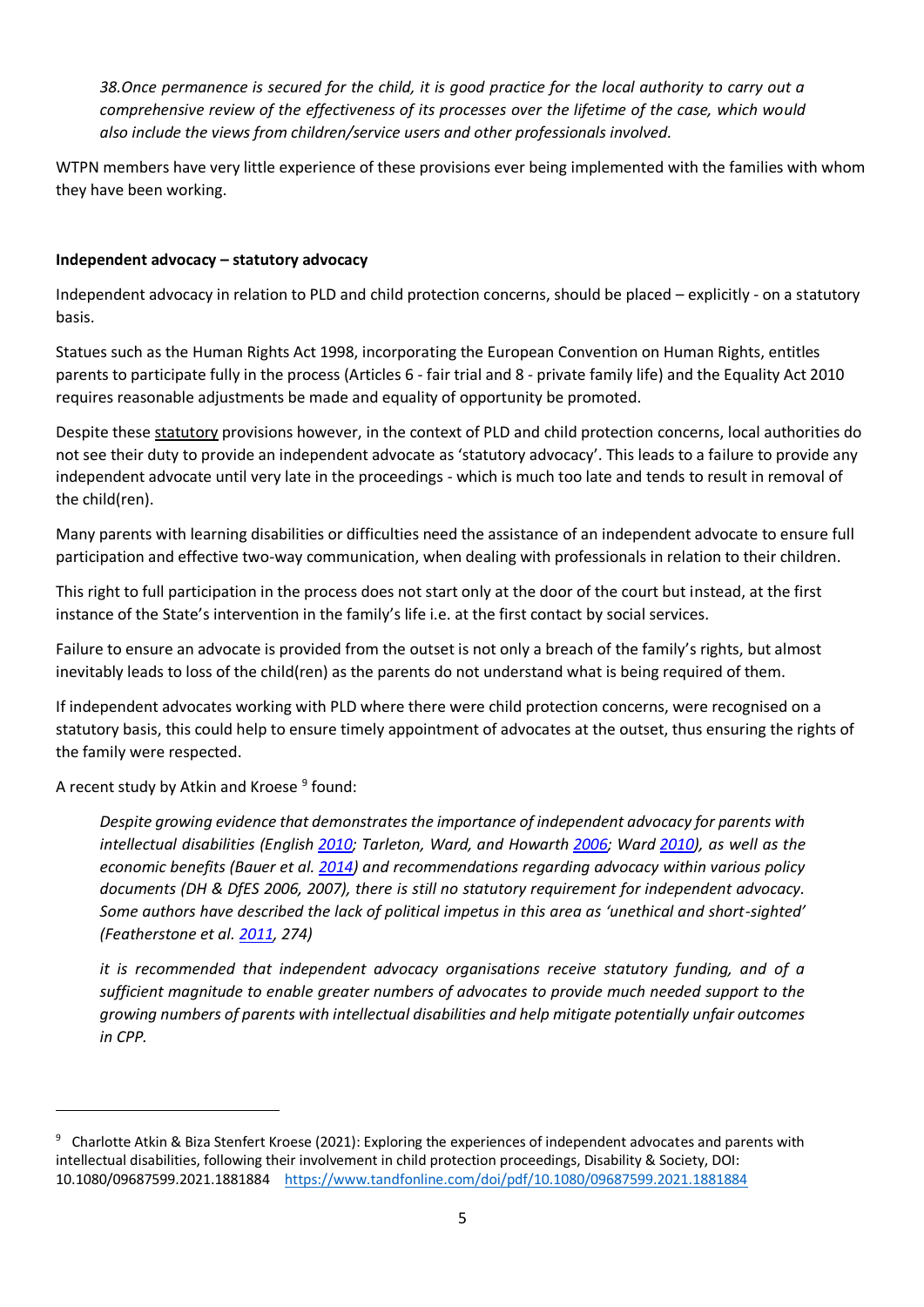*38.Once permanence is secured for the child, it is good practice for the local authority to carry out a comprehensive review of the effectiveness of its processes over the lifetime of the case, which would also include the views from children/service users and other professionals involved.*

WTPN members have very little experience of these provisions ever being implemented with the families with whom they have been working.

**Independent advocacy – statutory advocacy**

Independent advocacy in relation to PLD and child protection concerns, should be placed – explicitly - on a statutory basis.

Statues such as the Human Rights Act 1998, incorporating the European Convention on Human Rights, entitles parents to participate fully in the process (Articles 6 - fair trial and 8 - private family life) and the Equality Act 2010 requires reasonable adjustments be made and equality of opportunity be promoted.

Despite these statutory provisions however, in the context of PLD and child protection concerns, local authorities do not see their duty to provide an independent advocate as 'statutory advocacy'. This leads to a failure to provide any independent advocate until very late in the proceedings - which is much too late and tends to result in removal of the child(ren).

Many parents with learning disabilities or difficulties need the assistance of an independent advocate to ensure full participation and effective two-way communication, when dealing with professionals in relation to their children.

This right to full participation in the process does not start only at the door of the court but instead, at the first instance of the State's intervention in the family's life i.e. at the first contact by social services.

Failure to ensure an advocate is provided from the outset is not only a breach of the family's rights, but almost inevitably leads to loss of the child(ren) as the parents do not understand what is being required of them.

If independent advocates working with PLD where there were child protection concerns, were recognised on a statutory basis, this could help to ensure timely appointment of advocates at the outset, thus ensuring the rights of the family were respected.

A recent study by Atkin and Kroese [9] found:

*Despite growing evidence that demonstrates the importance of independent advocacy for parents with intellectual disabilities (English 2010; Tarleton, Ward, and Howarth 2006; Ward 2010), as well as the economic benefits (Bauer et al. 2014) and recommendations regarding advocacy within various policy documents (DH & DfES 2006, 2007), there is still no statutory requirement for independent advocacy. Some authors have described the lack of political impetus in this area as 'unethical and short-sighted' (Featherstone et al. 2011, 274)*

*it is recommended that independent advocacy organisations receive statutory funding, and of a sufficient magnitude to enable greater numbers of advocates to provide much needed support to the growing numbers of parents with intellectual disabilities and help mitigate potentially unfair outcomes in CPP.*

---

[9] Charlotte Atkin & Biza Stenfert Kroese (2021): Exploring the experiences of independent advocates and parents with intellectual disabilities, following their involvement in child protection proceedings, Disability & Society, DOI: 10.1080/09687599.2021.1881884 https://www.tandfonline.com/doi/pdf/10.1080/09687599.2021.1881884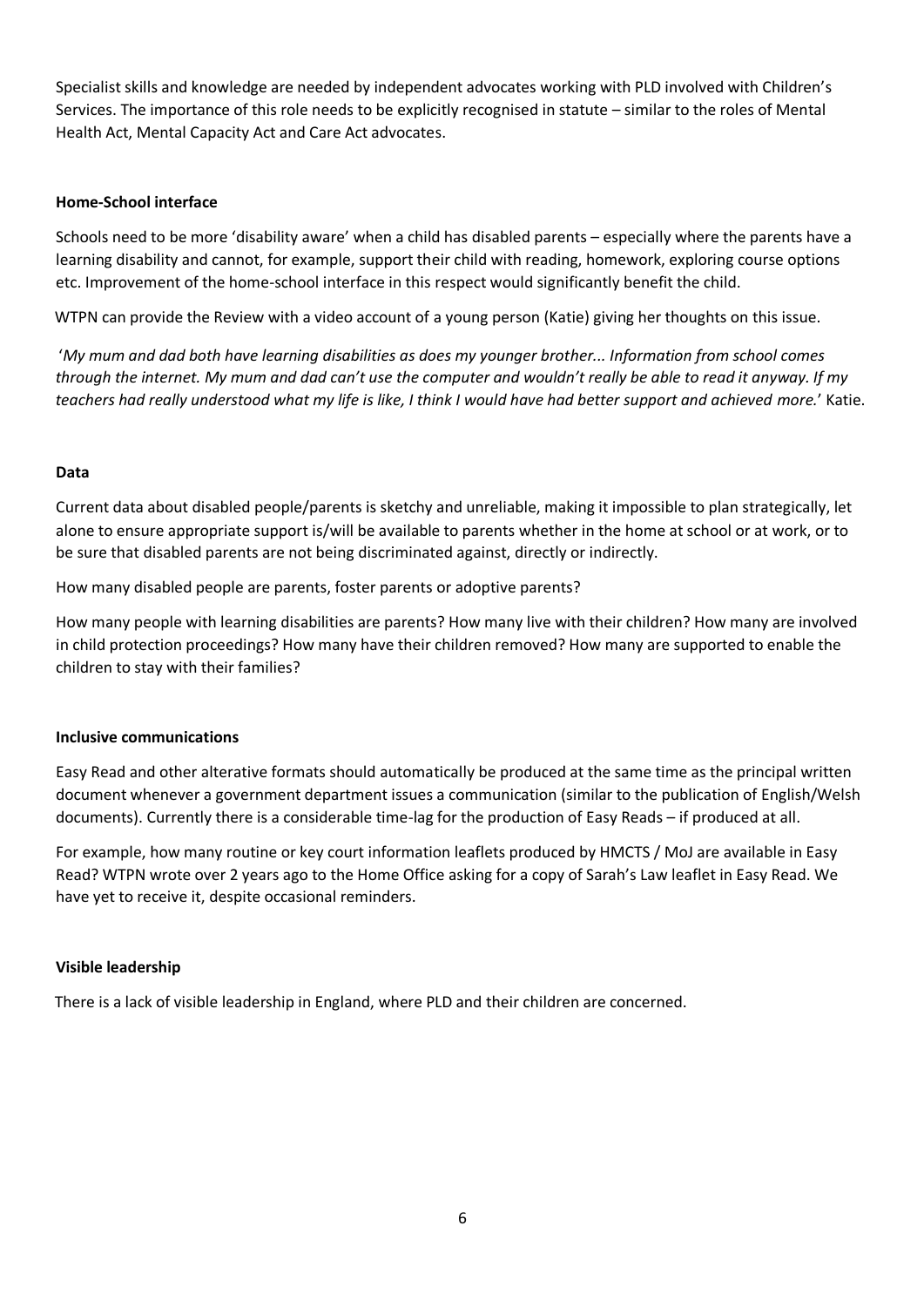Specialist skills and knowledge are needed by independent advocates working with PLD involved with Children's Services. The importance of this role needs to be explicitly recognised in statute – similar to the roles of Mental Health Act, Mental Capacity Act and Care Act advocates.

**Home-School interface**

Schools need to be more 'disability aware' when a child has disabled parents – especially where the parents have a learning disability and cannot, for example, support their child with reading, homework, exploring course options etc. Improvement of the home-school interface in this respect would significantly benefit the child.

WTPN can provide the Review with a video account of a young person (Katie) giving her thoughts on this issue.

'*My mum and dad both have learning disabilities as does my younger brother... Information from school comes through the internet. My mum and dad can't use the computer and wouldn't really be able to read it anyway. If my teachers had really understood what my life is like, I think I would have had better support and achieved more.*' Katie.

**Data**

Current data about disabled people/parents is sketchy and unreliable, making it impossible to plan strategically, let alone to ensure appropriate support is/will be available to parents whether in the home at school or at work, or to be sure that disabled parents are not being discriminated against, directly or indirectly.

How many disabled people are parents, foster parents or adoptive parents?

How many people with learning disabilities are parents? How many live with their children? How many are involved in child protection proceedings? How many have their children removed? How many are supported to enable the children to stay with their families?

**Inclusive communications**

Easy Read and other alterative formats should automatically be produced at the same time as the principal written document whenever a government department issues a communication (similar to the publication of English/Welsh documents). Currently there is a considerable time-lag for the production of Easy Reads – if produced at all.

For example, how many routine or key court information leaflets produced by HMCTS / MoJ are available in Easy Read? WTPN wrote over 2 years ago to the Home Office asking for a copy of Sarah's Law leaflet in Easy Read. We have yet to receive it, despite occasional reminders.

**Visible leadership**

There is a lack of visible leadership in England, where PLD and their children are concerned.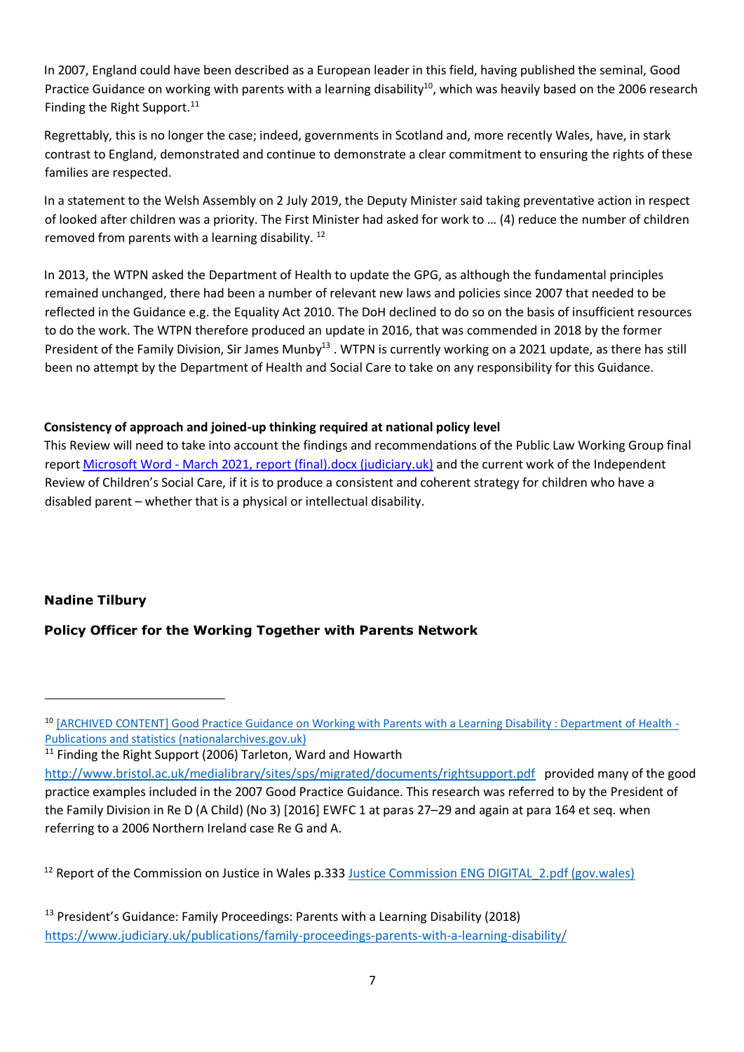In 2007, England could have been described as a European leader in this field, having published the seminal, Good Practice Guidance on working with parents with a learning disability[10], which was heavily based on the 2006 research Finding the Right Support.[11]

Regrettably, this is no longer the case; indeed, governments in Scotland and, more recently Wales, have, in stark contrast to England, demonstrated and continue to demonstrate a clear commitment to ensuring the rights of these families are respected.

In a statement to the Welsh Assembly on 2 July 2019, the Deputy Minister said taking preventative action in respect of looked after children was a priority. The First Minister had asked for work to … (4) reduce the number of children removed from parents with a learning disability. [12]

In 2013, the WTPN asked the Department of Health to update the GPG, as although the fundamental principles remained unchanged, there had been a number of relevant new laws and policies since 2007 that needed to be reflected in the Guidance e.g. the Equality Act 2010. The DoH declined to do so on the basis of insufficient resources to do the work. The WTPN therefore produced an update in 2016, that was commended in 2018 by the former President of the Family Division, Sir James Munby[13] . WTPN is currently working on a 2021 update, as there has still been no attempt by the Department of Health and Social Care to take on any responsibility for this Guidance.

**Consistency of approach and joined-up thinking required at national policy level**

This Review will need to take into account the findings and recommendations of the Public Law Working Group final report [Microsoft Word - March 2021, report (final).docx (judiciary.uk)] and the current work of the Independent Review of Children's Social Care, if it is to produce a consistent and coherent strategy for children who have a disabled parent – whether that is a physical or intellectual disability.

**Nadine Tilbury**

**Policy Officer for the Working Together with Parents Network**

---

[10] [ARCHIVED CONTENT] Good Practice Guidance on Working with Parents with a Learning Disability : Department of Health - Publications and statistics (nationalarchives.gov.uk)

[11] Finding the Right Support (2006) Tarleton, Ward and Howarth http://www.bristol.ac.uk/medialibrary/sites/sps/migrated/documents/rightsupport.pdf provided many of the good practice examples included in the 2007 Good Practice Guidance. This research was referred to by the President of the Family Division in Re D (A Child) (No 3) [2016] EWFC 1 at paras 27–29 and again at para 164 et seq. when referring to a 2006 Northern Ireland case Re G and A.

[12] Report of the Commission on Justice in Wales p.333 Justice Commission ENG DIGITAL_2.pdf (gov.wales)

[13] President's Guidance: Family Proceedings: Parents with a Learning Disability (2018) https://www.judiciary.uk/publications/family-proceedings-parents-with-a-learning-disability/